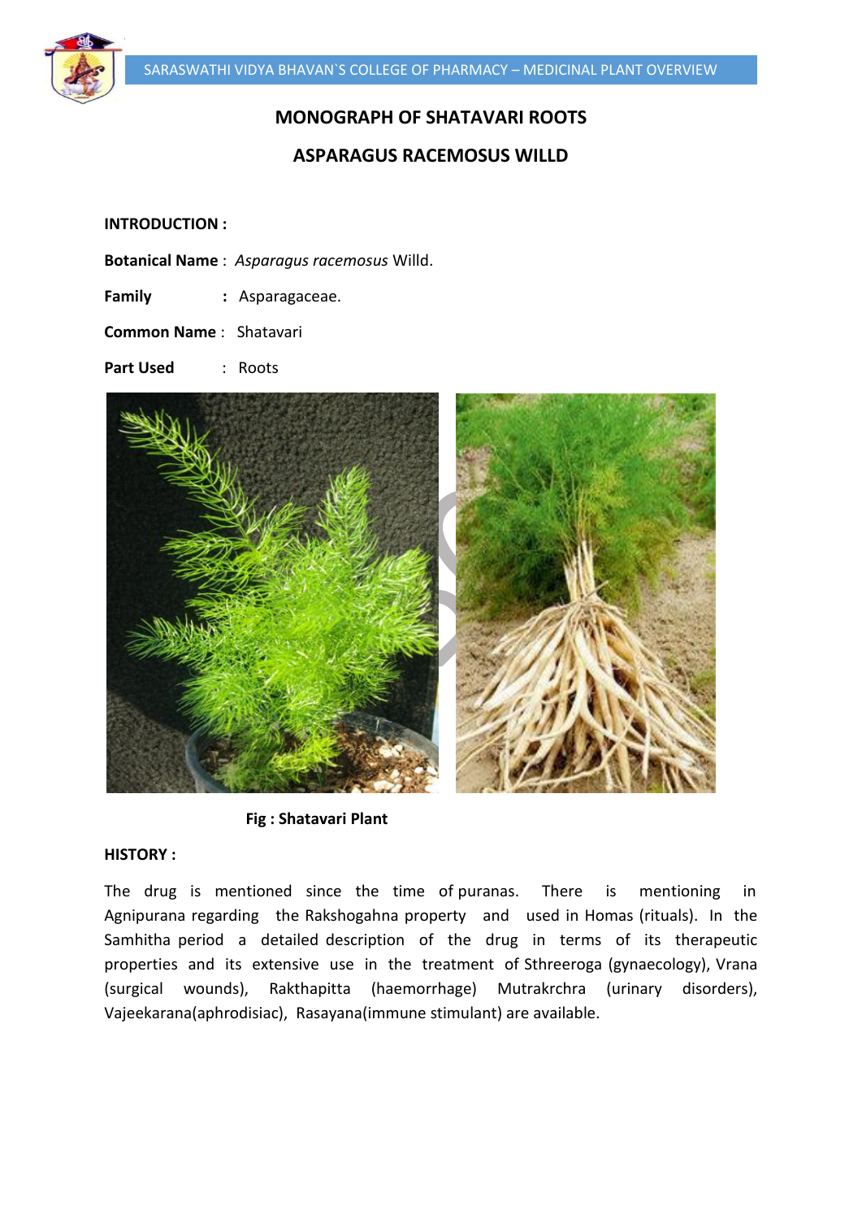# MONOGRAPH OF SHATAVARI ROOTS

## ASPARAGUS RACEMOSUS WILLD

**INTRODUCTION :**

**Botanical Name** : *Asparagus racemosus* Willd.

**Family** : Asparagaceae.

**Common Name** : Shatavari

**Part Used** : Roots

**Fig : Shatavari Plant**

**HISTORY :**

The drug is mentioned since the time of puranas. There is mentioning in Agnipurana regarding the Rakshogahna property and used in Homas (rituals). In the Samhitha period a detailed description of the drug in terms of its therapeutic properties and its extensive use in the treatment of Sthreeroga (gynaecology), Vrana (surgical wounds), Rakthapitta (haemorrhage) Mutrakrchra (urinary disorders), Vajeekarana(aphrodisiac), Rasayana(immune stimulant) are available.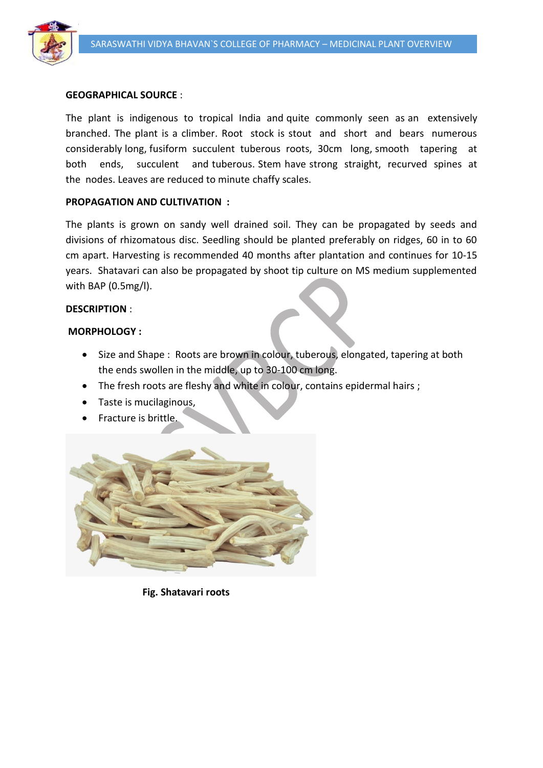**GEOGRAPHICAL SOURCE** :

The plant is indigenous to tropical India and quite commonly seen as an extensively branched. The plant is a climber. Root stock is stout and short and bears numerous considerably long, fusiform succulent tuberous roots, 30cm long, smooth tapering at both ends, succulent and tuberous. Stem have strong straight, recurved spines at the nodes. Leaves are reduced to minute chaffy scales.

**PROPAGATION AND CULTIVATION** :

The plants is grown on sandy well drained soil. They can be propagated by seeds and divisions of rhizomatous disc. Seedling should be planted preferably on ridges, 60 in to 60 cm apart. Harvesting is recommended 40 months after plantation and continues for 10-15 years. Shatavari can also be propagated by shoot tip culture on MS medium supplemented with BAP (0.5mg/l).

**DESCRIPTION** :

**MORPHOLOGY :**

- Size and Shape : Roots are brown in colour, tuberous, elongated, tapering at both the ends swollen in the middle, up to 30-100 cm long.
- The fresh roots are fleshy and white in colour, contains epidermal hairs ;
- Taste is mucilaginous,
- Fracture is brittle.

**Fig. Shatavari roots**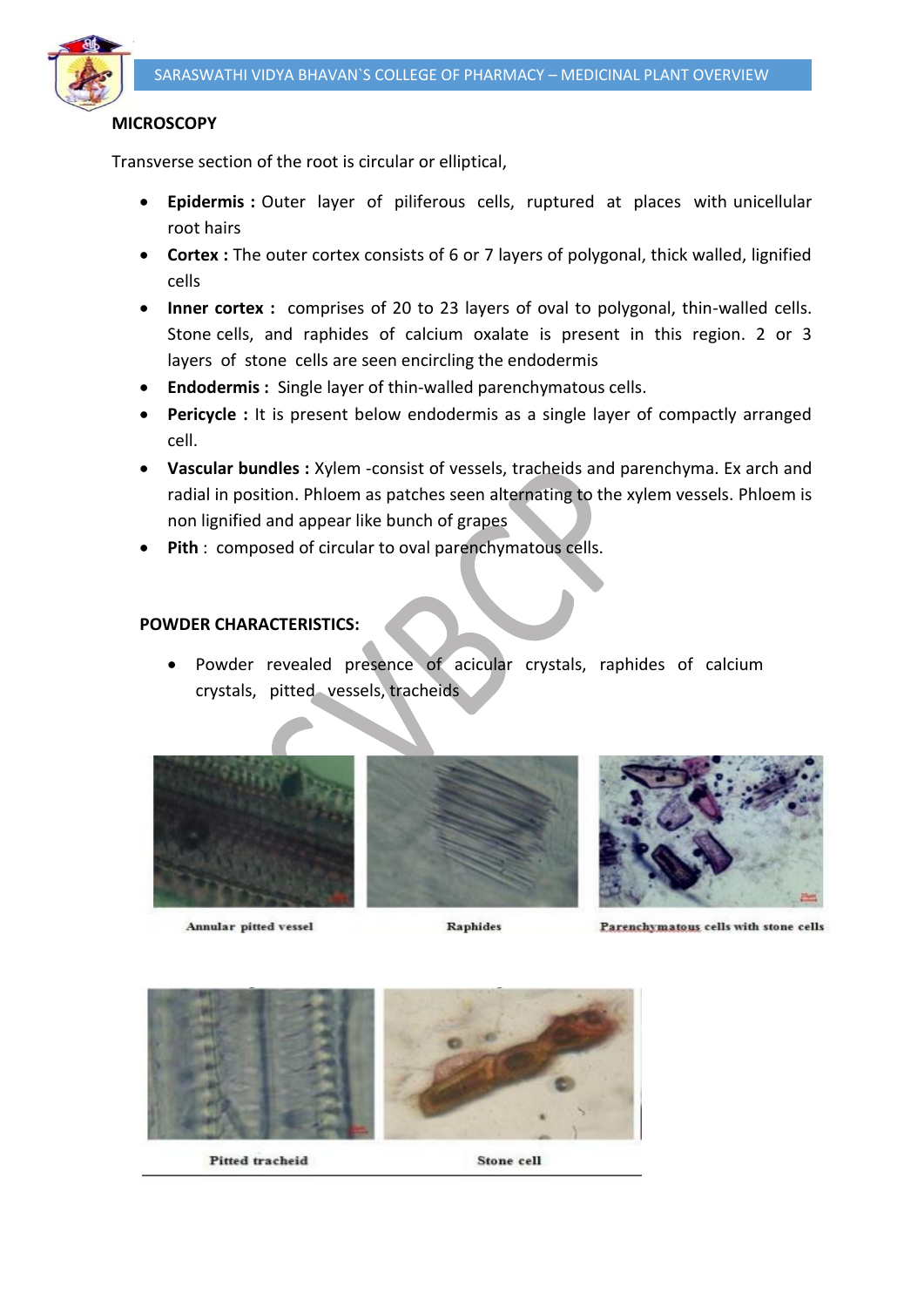## MICROSCOPY

Transverse section of the root is circular or elliptical,

- **Epidermis :** Outer layer of piliferous cells, ruptured at places with unicellular root hairs
- **Cortex :** The outer cortex consists of 6 or 7 layers of polygonal, thick walled, lignified cells
- **Inner cortex :** comprises of 20 to 23 layers of oval to polygonal, thin-walled cells. Stone cells, and raphides of calcium oxalate is present in this region. 2 or 3 layers of stone cells are seen encircling the endodermis
- **Endodermis :** Single layer of thin-walled parenchymatous cells.
- **Pericycle :** It is present below endodermis as a single layer of compactly arranged cell.
- **Vascular bundles :** Xylem -consist of vessels, tracheids and parenchyma. Ex arch and radial in position. Phloem as patches seen alternating to the xylem vessels. Phloem is non lignified and appear like bunch of grapes
- **Pith** : composed of circular to oval parenchymatous cells.

## POWDER CHARACTERISTICS:

- Powder revealed presence of acicular crystals, raphides of calcium crystals, pitted vessels, tracheids

Annular pitted vessel

Raphides

Parenchymatous cells with stone cells

Pitted tracheid

Stone cell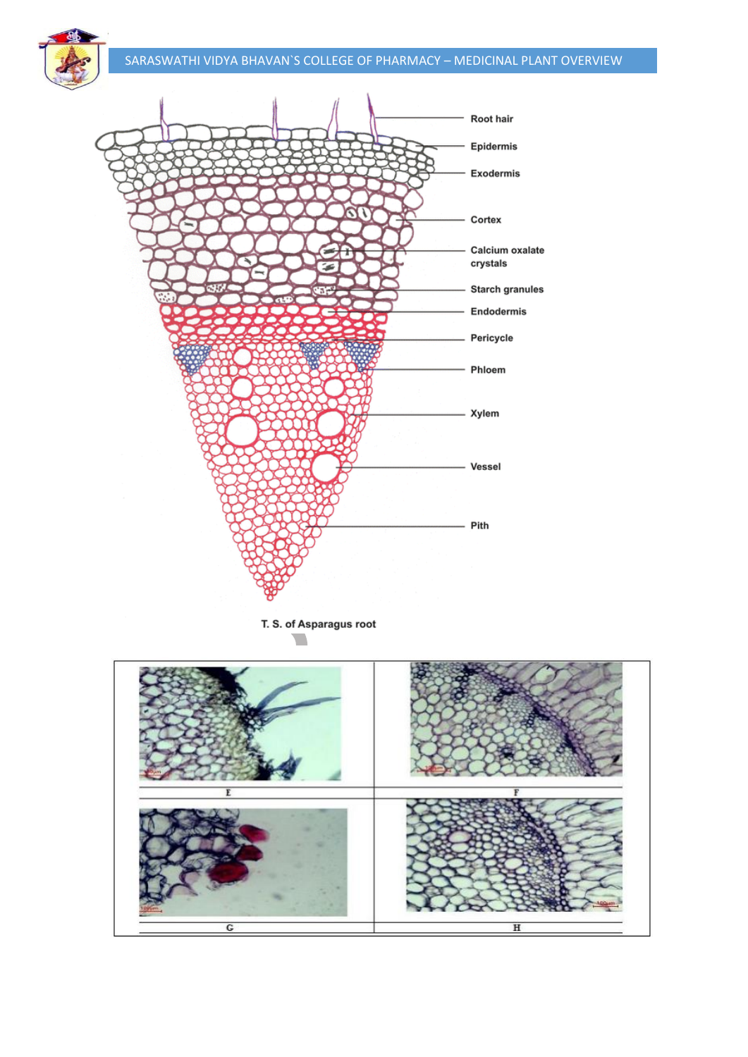Root hair

Epidermis

Exodermis

Cortex

Calcium oxalate crystals

Starch granules

Endodermis

Pericycle

Phloem

Xylem

Vessel

Pith

T. S. of Asparagus root

| E | F |
|---|---|
| G | H |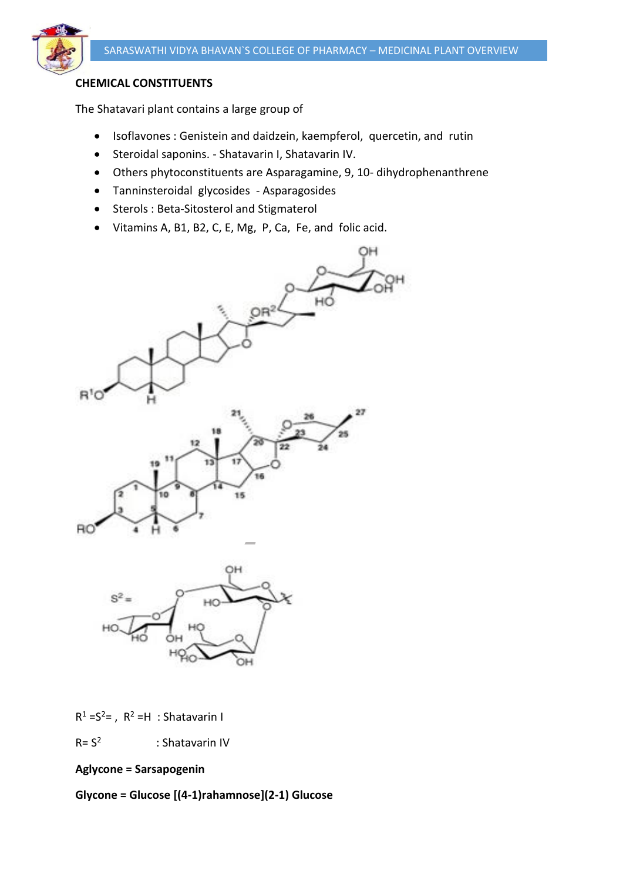**CHEMICAL CONSTITUENTS**

The Shatavari plant contains a large group of

- Isoflavones : Genistein and daidzein, kaempferol, quercetin, and rutin
- Steroidal saponins. - Shatavarin I, Shatavarin IV.
- Others phytoconstituents are Asparagamine, 9, 10- dihydrophenanthrene
- Tanninsteroidal glycosides - Asparagosides
- Sterols : Beta-Sitosterol and Stigmaterol
- Vitamins A, B1, B2, C, E, Mg, P, Ca, Fe, and folic acid.

$R^1 = S^2 =$ , $R^2 = H$ : Shatavarin I

$R = S^2$ : Shatavarin IV

**Aglycone = Sarsapogenin**

**Glycone = Glucose [(4-1)rahamnose](2-1) Glucose**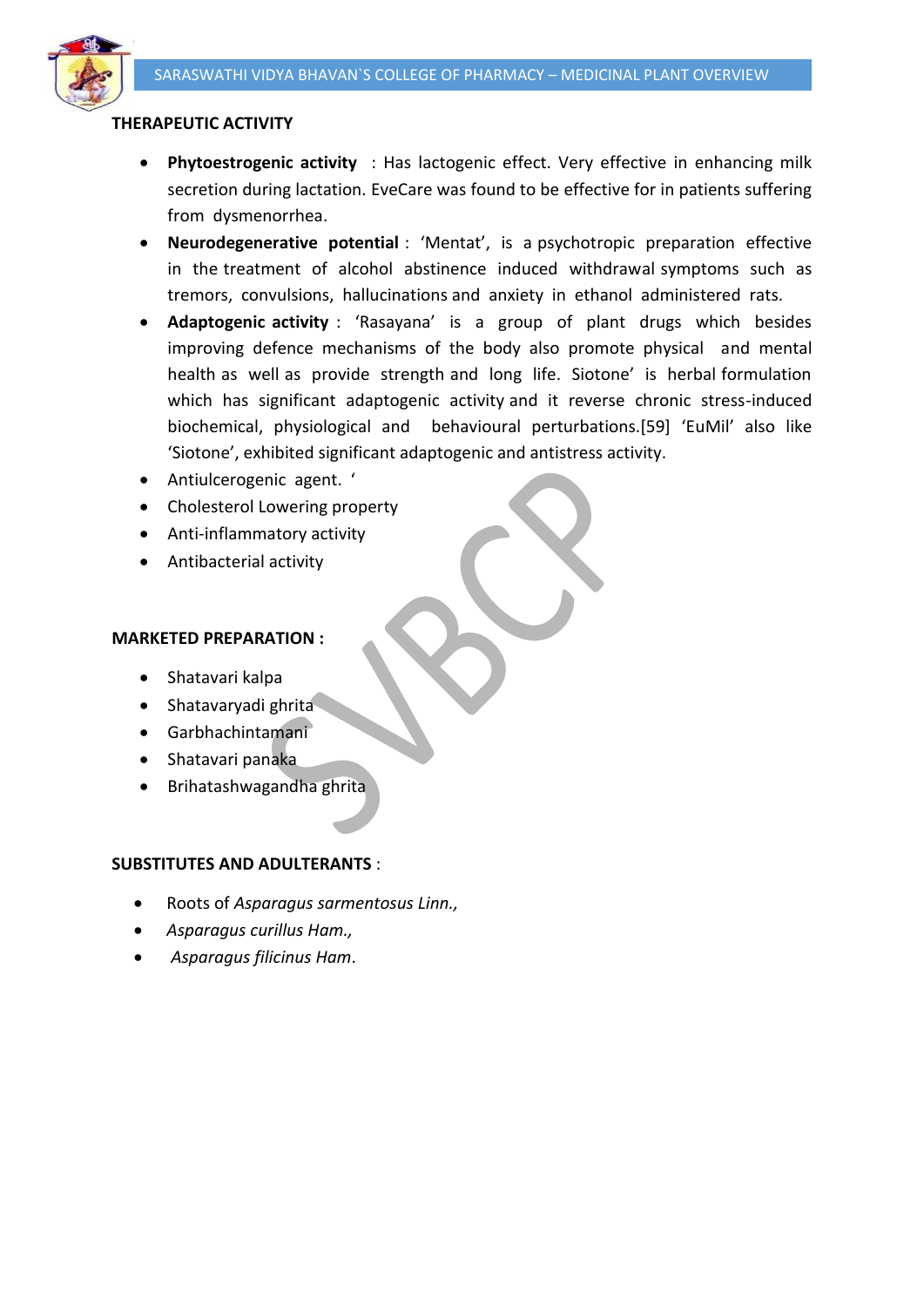**THERAPEUTIC ACTIVITY**

- **Phytoestrogenic activity** : Has lactogenic effect. Very effective in enhancing milk secretion during lactation. EveCare was found to be effective for in patients suffering from dysmenorrhea.
- **Neurodegenerative potential** : 'Mentat', is a psychotropic preparation effective in the treatment of alcohol abstinence induced withdrawal symptoms such as tremors, convulsions, hallucinations and anxiety in ethanol administered rats.
- **Adaptogenic activity** : 'Rasayana' is a group of plant drugs which besides improving defence mechanisms of the body also promote physical and mental health as well as provide strength and long life. Siotone' is herbal formulation which has significant adaptogenic activity and it reverse chronic stress-induced biochemical, physiological and behavioural perturbations.[59] 'EuMil' also like 'Siotone', exhibited significant adaptogenic and antistress activity.
- Antiulcerogenic agent. '
- Cholesterol Lowering property
- Anti-inflammatory activity
- Antibacterial activity

**MARKETED PREPARATION :**

- Shatavari kalpa
- Shatavaryadi ghrita
- Garbhachintamani
- Shatavari panaka
- Brihatashwagandha ghrita

**SUBSTITUTES AND ADULTERANTS** :

- Roots of *Asparagus sarmentosus Linn.,*
- *Asparagus curillus Ham.,*
- *Asparagus filicinus Ham*.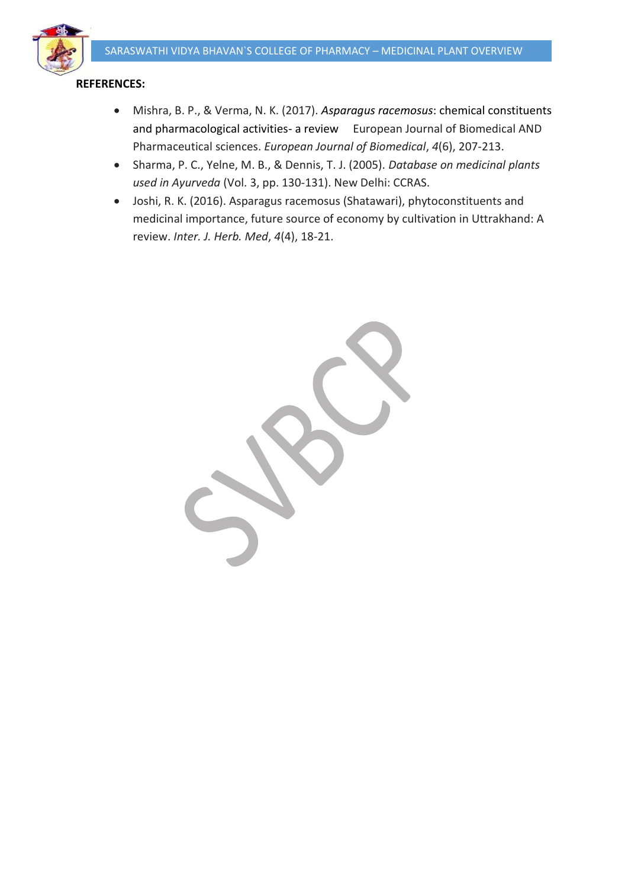**REFERENCES:**

- Mishra, B. P., & Verma, N. K. (2017). *Asparagus racemosus*: chemical constituents and pharmacological activities- a review European Journal of Biomedical AND Pharmaceutical sciences. *European Journal of Biomedical*, *4*(6), 207-213.
- Sharma, P. C., Yelne, M. B., & Dennis, T. J. (2005). *Database on medicinal plants used in Ayurveda* (Vol. 3, pp. 130-131). New Delhi: CCRAS.
- Joshi, R. K. (2016). Asparagus racemosus (Shatawari), phytoconstituents and medicinal importance, future source of economy by cultivation in Uttrakhand: A review. *Inter. J. Herb. Med*, *4*(4), 18-21.